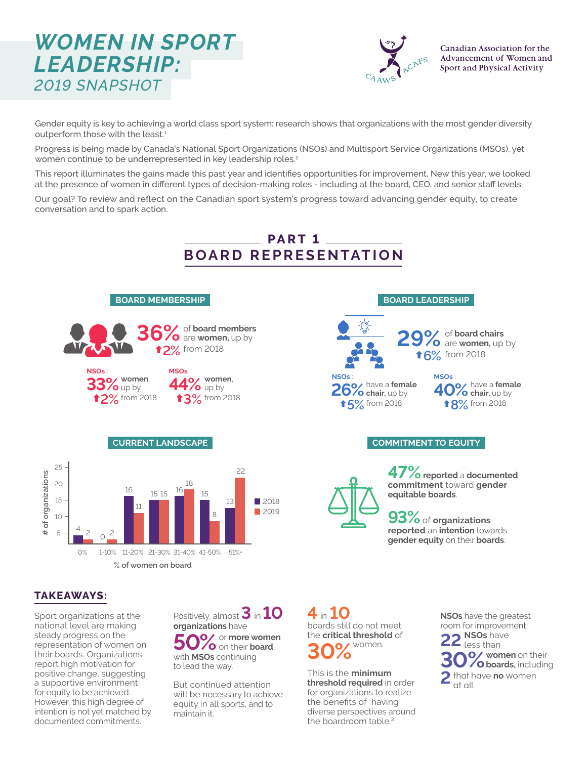# WOMEN IN SPORT LEADERSHIP:

*2019 SNAPSHOT*

Canadian Association for the Advancement of Women and Sport and Physical Activity

Gender equity is key to achieving a world class sport system: research shows that organizations with the most gender diversity outperform those with the least.[1]

Progress is being made by Canada's National Sport Organizations (NSOs) and Multisport Service Organizations (MSOs), yet women continue to be underrepresented in key leadership roles.[2]

This report illuminates the gains made this past year and identifies opportunities for improvement. New this year, we looked at the presence of women in different types of decision-making roles - including at the board, CEO, and senior staff levels.

Our goal? To review and reflect on the Canadian sport system's progress toward advancing gender equity, to create conversation and to spark action.

## PART 1 BOARD REPRESENTATION

### BOARD MEMBERSHIP

**36%** of **board members** are **women,** up by **2%** from 2018

**NSOs**: **33%** women, up by **2%** from 2018

**MSOs**: **44%** women, up by **3%** from 2018

### BOARD LEADERSHIP

**29%** of **board chairs** are **women,** up by **6%** from 2018

**NSOs**: **26%** have a **female chair,** up by **5%** from 2018

**MSOs**: **40%** have a **female chair,** up by **8%** from 2018

### CURRENT LANDSCAPE

| % of women on board | 2018 (# of organizations) | 2019 (# of organizations) |
|---|---|---|
| 0% | 4 | 2 |
| 1-10% | 0 | 2 |
| 11-20% | 16 | 11 |
| 21-30% | 15 | 15 |
| 31-40% | 16 | 18 |
| 41-50% | 15 | 8 |
| 51%+ | 13 | 22 |

### COMMITMENT TO EQUITY

**47%** **reported** a **documented commitment** toward **gender equitable boards**.

**93%** of **organizations reported** an **intention** towards **gender equity** on their **boards**.

## TAKEAWAYS:

Sport organizations at the national level are making steady progress on the representation of women on their boards. Organizations report high motivation for positive change, suggesting a supportive environment for equity to be achieved. However, this high degree of intention is not yet matched by documented commitments.

Positively, almost **3** in **10** **organizations** have **50%** or **more women** on their **board**, with **MSOs** continuing to lead the way.

But continued attention will be necessary to achieve equity in all sports, and to maintain it.

**4** in **10** boards still do not meet the **critical threshold** of **30%** women.

This is the **minimum threshold required** in order for organizations to realize the benefits of having diverse perspectives around the boardroom table.[3]

**NSOs** have the greatest room for improvement; **22** **NSOs** have less than **30%** **women** on their **boards,** including **2** that have **no** women at all.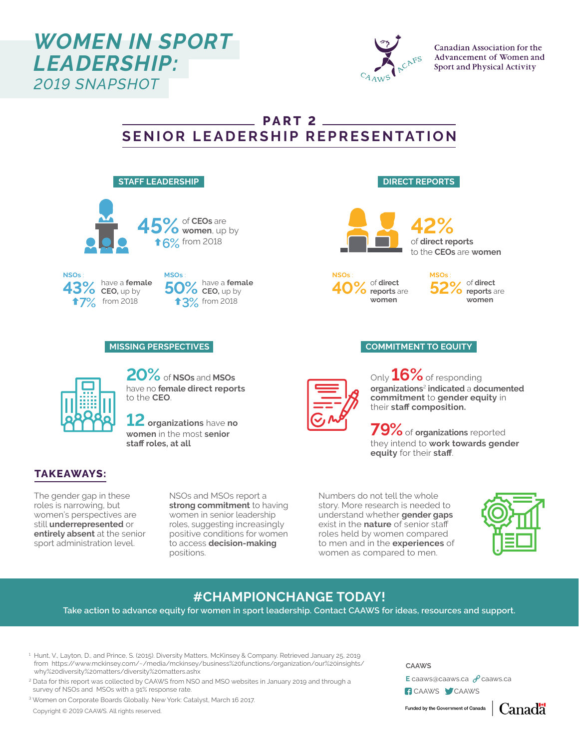# WOMEN IN SPORT LEADERSHIP:

*2019 SNAPSHOT*

Canadian Association for the Advancement of Women and Sport and Physical Activity

## PART 2

## SENIOR LEADERSHIP REPRESENTATION

### STAFF LEADERSHIP

**45%** of **CEOs** are **women**, up by **6%** from 2018

**NSOs**: **43%** have a **female CEO,** up by **7%** from 2018

**MSOs**: **50%** have a **female CEO,** up by **3%** from 2018

### DIRECT REPORTS

**42%** of **direct reports** to the **CEOs** are **women**

**NSOs**: **40%** of **direct reports** are **women**

**MSOs**: **52%** of **direct reports** are **women**

### MISSING PERSPECTIVES

**20%** of **NSOs** and **MSOs** have no **female direct reports** to the **CEO**.

**12 organizations** have **no women** in the most **senior staff roles, at all**

### COMMITMENT TO EQUITY

Only **16%** of responding **organizations**[2] **indicated** a **documented commitment** to **gender equity** in their **staff composition.**

**79%** of **organizations** reported they intend to **work towards gender equity** for their **staff**.

### TAKEAWAYS:

The gender gap in these roles is narrowing, but women's perspectives are still **underrepresented** or **entirely absent** at the senior sport administration level.

NSOs and MSOs report a **strong commitment** to having women in senior leadership roles, suggesting increasingly positive conditions for women to access **decision-making** positions.

Numbers do not tell the whole story. More research is needed to understand whether **gender gaps** exist in the **nature** of senior staff roles held by women compared to men and in the **experiences** of women as compared to men.

## #CHAMPIONCHANGE TODAY!

**Take action to advance equity for women in sport leadership. Contact CAAWS for ideas, resources and support.**

[1] Hunt, V., Layton, D., and Prince, S. (2015). Diversity Matters, McKinsey & Company. Retrieved January 25, 2019 from https://www.mckinsey.com/~/media/mckinsey/business%20functions/organization/our%20insights/why%20diversity%20matters/diversity%20matters.ashx

[2] Data for this report was collected by CAAWS from NSO and MSO websites in January 2019 and through a survey of NSOs and MSOs with a 91% response rate.

[3] Women on Corporate Boards Globally. New York: Catalyst, March 16 2017.

Copyright © 2019 CAAWS. All rights reserved.

**CAAWS**

**E** caaws@caaws.ca caaws.ca

CAAWS CAAWS

Funded by the Government of Canada | Canada